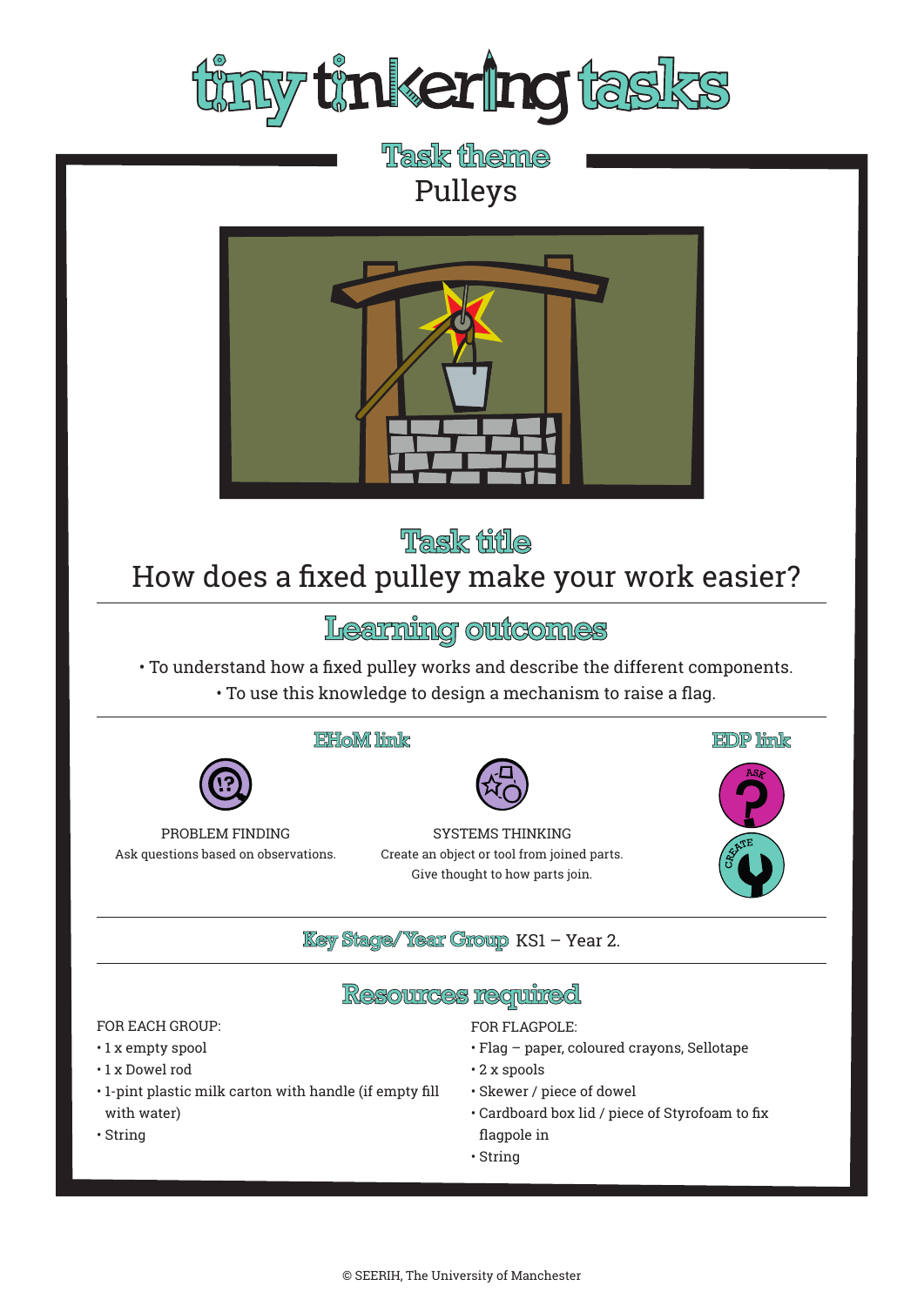# tiny tinkering tasks

## Task theme

Pulleys

## Task title

How does a fixed pulley make your work easier?

## Learning outcomes

- To understand how a fixed pulley works and describe the different components.
- To use this knowledge to design a mechanism to raise a flag.

### EHoM link

**PROBLEM FINDING**
Ask questions based on observations.

**SYSTEMS THINKING**
Create an object or tool from joined parts.
Give thought to how parts join.

### EDP link

ASK

CREATE

**Key Stage/Year Group** KS1 – Year 2.

## Resources required

FOR EACH GROUP:

- 1 x empty spool
- 1 x Dowel rod
- 1-pint plastic milk carton with handle (if empty fill with water)
- String

FOR FLAGPOLE:

- Flag – paper, coloured crayons, Sellotape
- 2 x spools
- Skewer / piece of dowel
- Cardboard box lid / piece of Styrofoam to fix flagpole in
- String

© SEERIH, The University of Manchester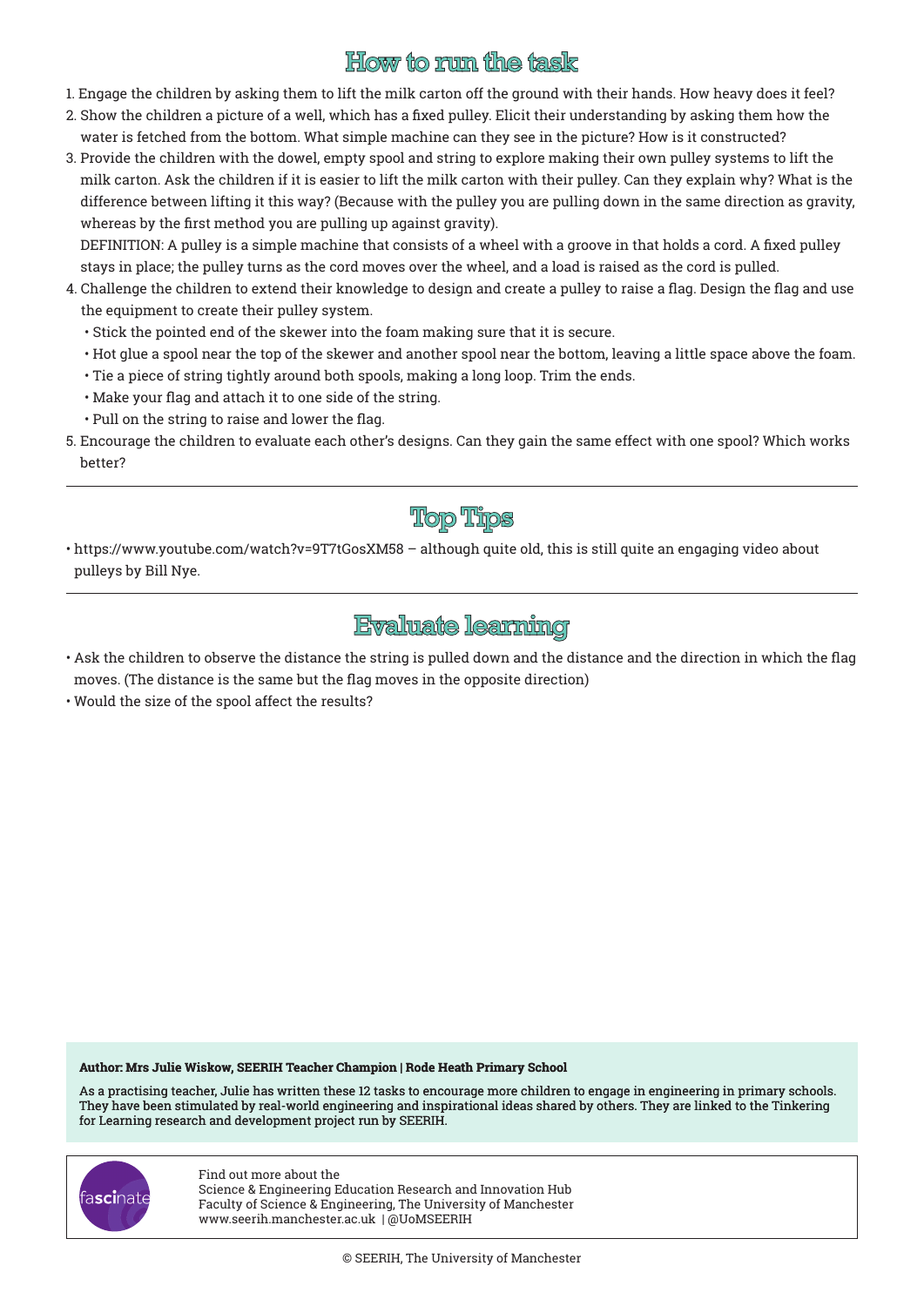## How to run the task

1. Engage the children by asking them to lift the milk carton off the ground with their hands. How heavy does it feel?
2. Show the children a picture of a well, which has a fixed pulley. Elicit their understanding by asking them how the water is fetched from the bottom. What simple machine can they see in the picture? How is it constructed?
3. Provide the children with the dowel, empty spool and string to explore making their own pulley systems to lift the milk carton. Ask the children if it is easier to lift the milk carton with their pulley. Can they explain why? What is the difference between lifting it this way? (Because with the pulley you are pulling down in the same direction as gravity, whereas by the first method you are pulling up against gravity).
   DEFINITION: A pulley is a simple machine that consists of a wheel with a groove in that holds a cord. A fixed pulley stays in place; the pulley turns as the cord moves over the wheel, and a load is raised as the cord is pulled.
4. Challenge the children to extend their knowledge to design and create a pulley to raise a flag. Design the flag and use the equipment to create their pulley system.
   - Stick the pointed end of the skewer into the foam making sure that it is secure.
   - Hot glue a spool near the top of the skewer and another spool near the bottom, leaving a little space above the foam.
   - Tie a piece of string tightly around both spools, making a long loop. Trim the ends.
   - Make your flag and attach it to one side of the string.
   - Pull on the string to raise and lower the flag.
5. Encourage the children to evaluate each other's designs. Can they gain the same effect with one spool? Which works better?

## Top Tips

- https://www.youtube.com/watch?v=9T7tGosXM58 – although quite old, this is still quite an engaging video about pulleys by Bill Nye.

## Evaluate learning

- Ask the children to observe the distance the string is pulled down and the distance and the direction in which the flag moves. (The distance is the same but the flag moves in the opposite direction)
- Would the size of the spool affect the results?

**Author: Mrs Julie Wiskow, SEERIH Teacher Champion | Rode Heath Primary School**

As a practising teacher, Julie has written these 12 tasks to encourage more children to engage in engineering in primary schools. They have been stimulated by real-world engineering and inspirational ideas shared by others. They are linked to the Tinkering for Learning research and development project run by SEERIH.

fascinate

Find out more about the
Science & Engineering Education Research and Innovation Hub
Faculty of Science & Engineering, The University of Manchester
www.seerih.manchester.ac.uk | @UoMSEERIH

© SEERIH, The University of Manchester